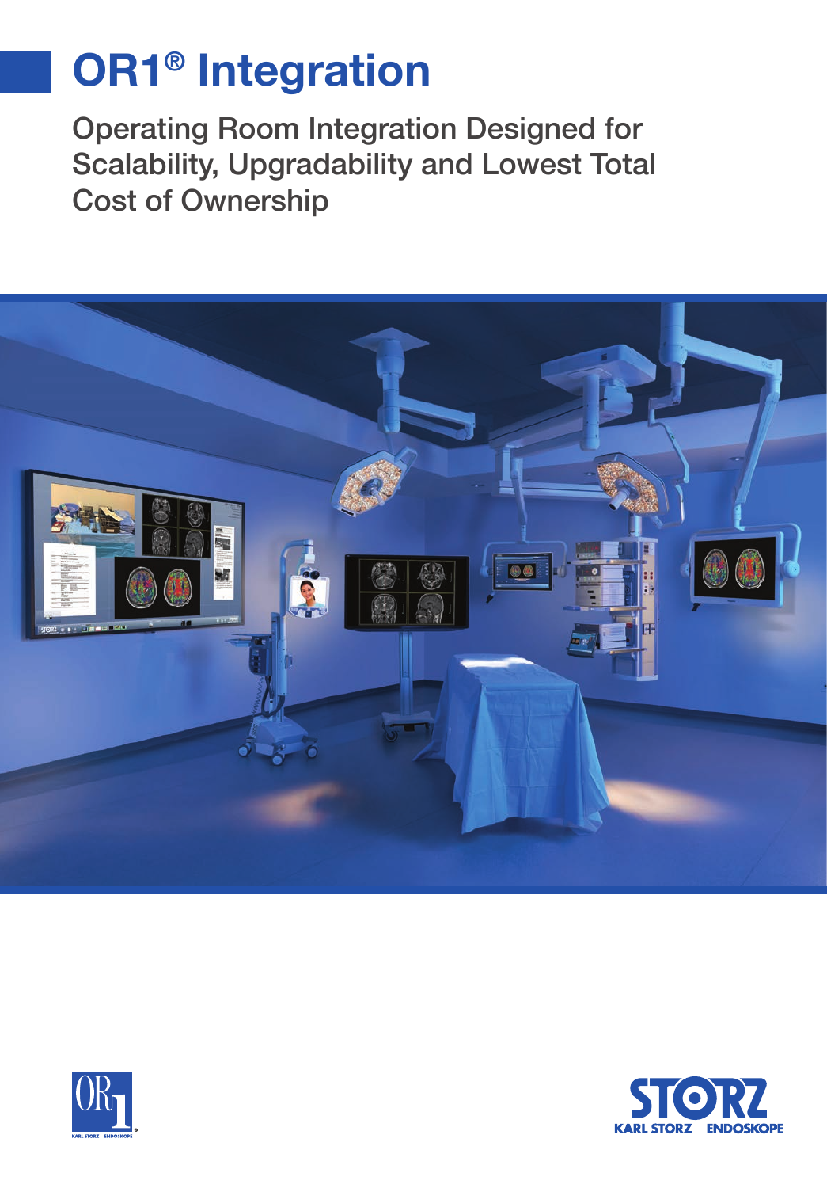# OR1® Integration

## Operating Room Integration Designed for Scalability, Upgradability and Lowest Total Cost of Ownership

KARL STORZ—ENDOSKOPE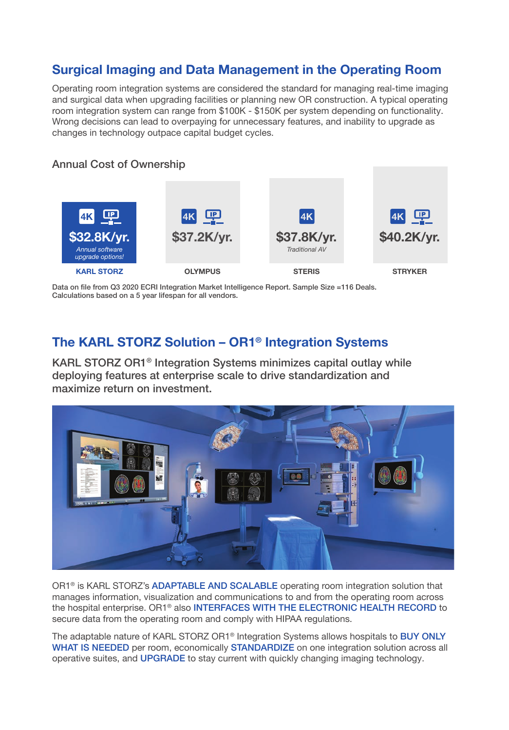## Surgical Imaging and Data Management in the Operating Room

Operating room integration systems are considered the standard for managing real-time imaging and surgical data when upgrading facilities or planning new OR construction. A typical operating room integration system can range from $100K - $150K per system depending on functionality. Wrong decisions can lead to overpaying for unnecessary features, and inability to upgrade as changes in technology outpace capital budget cycles.

### Annual Cost of Ownership

| KARL STORZ | OLYMPUS | STERIS | STRYKER |
|---|---|---|---|
| 4K, IP | 4K, IP | 4K | 4K, IP |
| $32.8K/yr. | $37.2K/yr. | $37.8K/yr. | $40.2K/yr. |
| *Annual software upgrade options!* | | *Traditional AV* | |

Data on file from Q3 2020 ECRI Integration Market Intelligence Report. Sample Size =116 Deals.
Calculations based on a 5 year lifespan for all vendors.

## The KARL STORZ Solution – OR1® Integration Systems

KARL STORZ OR1® Integration Systems minimizes capital outlay while deploying features at enterprise scale to drive standardization and maximize return on investment.

OR1® is KARL STORZ's ADAPTABLE AND SCALABLE operating room integration solution that manages information, visualization and communications to and from the operating room across the hospital enterprise. OR1® also INTERFACES WITH THE ELECTRONIC HEALTH RECORD to secure data from the operating room and comply with HIPAA regulations.

The adaptable nature of KARL STORZ OR1® Integration Systems allows hospitals to BUY ONLY WHAT IS NEEDED per room, economically STANDARDIZE on one integration solution across all operative suites, and UPGRADE to stay current with quickly changing imaging technology.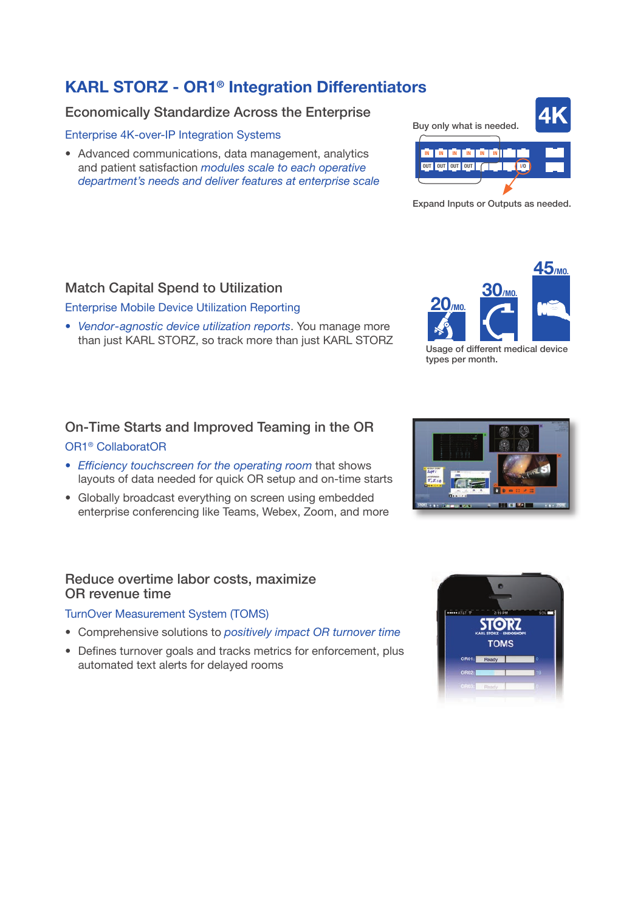# KARL STORZ - OR1® Integration Differentiators

## Economically Standardize Across the Enterprise

### Enterprise 4K-over-IP Integration Systems

- Advanced communications, data management, analytics and patient satisfaction *modules scale to each operative department's needs and deliver features at enterprise scale*

Buy only what is needed.

Expand Inputs or Outputs as needed.

## Match Capital Spend to Utilization

### Enterprise Mobile Device Utilization Reporting

- *Vendor-agnostic device utilization reports*. You manage more than just KARL STORZ, so track more than just KARL STORZ

Usage of different medical device types per month.

## On-Time Starts and Improved Teaming in the OR

### OR1® CollaboratOR

- *Efficiency touchscreen for the operating room* that shows layouts of data needed for quick OR setup and on-time starts
- Globally broadcast everything on screen using embedded enterprise conferencing like Teams, Webex, Zoom, and more

## Reduce overtime labor costs, maximize OR revenue time

### TurnOver Measurement System (TOMS)

- Comprehensive solutions to *positively impact OR turnover time*
- Defines turnover goals and tracks metrics for enforcement, plus automated text alerts for delayed rooms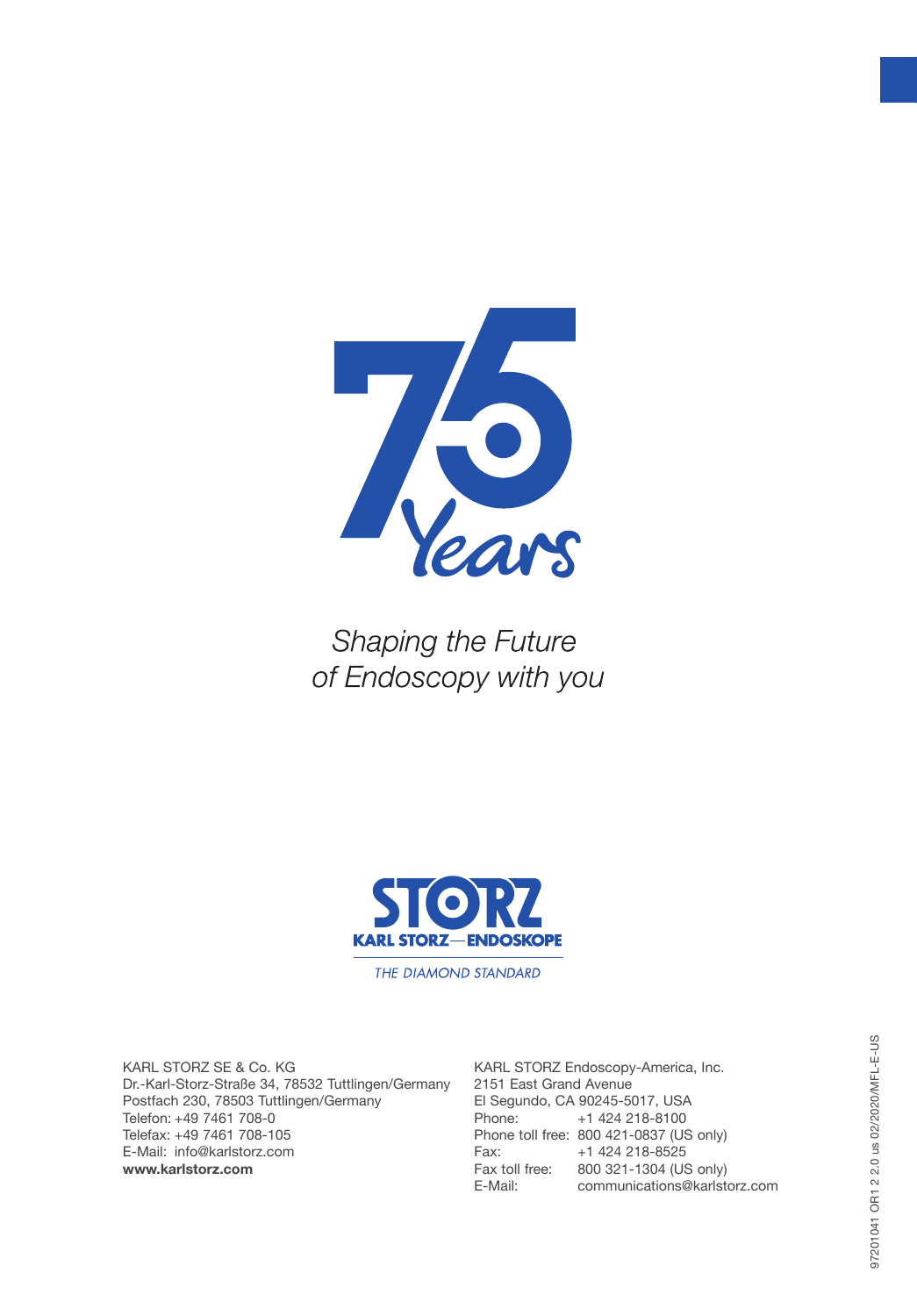75 Years

*Shaping the Future*
*of Endoscopy with you*

STORZ
KARL STORZ—ENDOSKOPE

*THE DIAMOND STANDARD*

KARL STORZ SE & Co. KG
Dr.-Karl-Storz-Straße 34, 78532 Tuttlingen/Germany
Postfach 230, 78503 Tuttlingen/Germany
Telefon: +49 7461 708-0
Telefax: +49 7461 708-105
E-Mail: info@karlstorz.com
**www.karlstorz.com**

KARL STORZ Endoscopy-America, Inc.
2151 East Grand Avenue
El Segundo, CA 90245-5017, USA
Phone: +1 424 218-8100
Phone toll free: 800 421-0837 (US only)
Fax: +1 424 218-8525
Fax toll free: 800 321-1304 (US only)
E-Mail: communications@karlstorz.com

97201041 OR1 2 2.0 us 02/2020/MFL-E-US